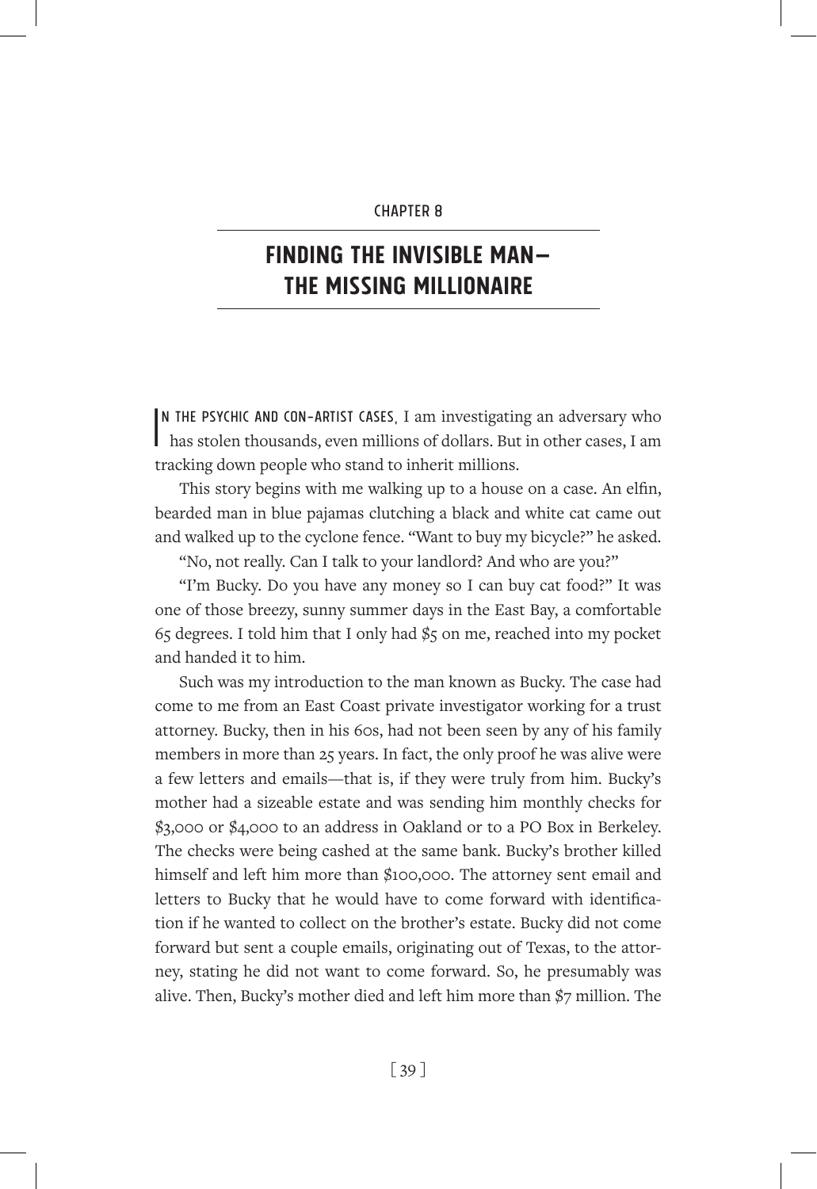CHAPTER 8

# FINDING THE INVISIBLE MAN—THE MISSING MILLIONAIRE

IN THE PSYCHIC AND CON-ARTIST CASES, I am investigating an adversary who has stolen thousands, even millions of dollars. But in other cases, I am tracking down people who stand to inherit millions.

This story begins with me walking up to a house on a case. An elfin, bearded man in blue pajamas clutching a black and white cat came out and walked up to the cyclone fence. "Want to buy my bicycle?" he asked.

"No, not really. Can I talk to your landlord? And who are you?"

"I'm Bucky. Do you have any money so I can buy cat food?" It was one of those breezy, sunny summer days in the East Bay, a comfortable 65 degrees. I told him that I only had $5 on me, reached into my pocket and handed it to him.

Such was my introduction to the man known as Bucky. The case had come to me from an East Coast private investigator working for a trust attorney. Bucky, then in his 60s, had not been seen by any of his family members in more than 25 years. In fact, the only proof he was alive were a few letters and emails—that is, if they were truly from him. Bucky's mother had a sizeable estate and was sending him monthly checks for $3,000 or $4,000 to an address in Oakland or to a PO Box in Berkeley. The checks were being cashed at the same bank. Bucky's brother killed himself and left him more than $100,000. The attorney sent email and letters to Bucky that he would have to come forward with identification if he wanted to collect on the brother's estate. Bucky did not come forward but sent a couple emails, originating out of Texas, to the attorney, stating he did not want to come forward. So, he presumably was alive. Then, Bucky's mother died and left him more than $7 million. The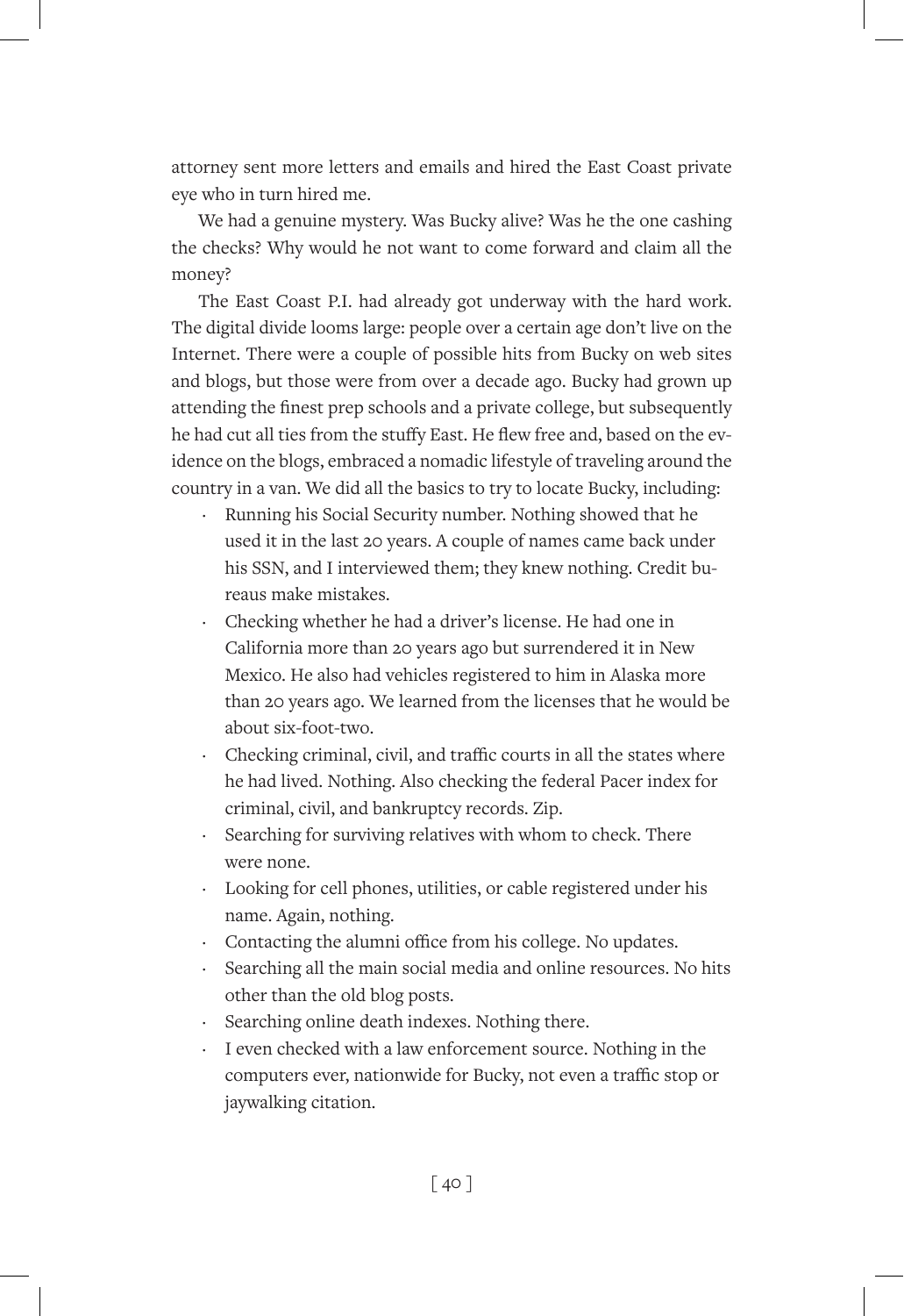attorney sent more letters and emails and hired the East Coast private eye who in turn hired me.

We had a genuine mystery. Was Bucky alive? Was he the one cashing the checks? Why would he not want to come forward and claim all the money?

The East Coast P.I. had already got underway with the hard work. The digital divide looms large: people over a certain age don't live on the Internet. There were a couple of possible hits from Bucky on web sites and blogs, but those were from over a decade ago. Bucky had grown up attending the finest prep schools and a private college, but subsequently he had cut all ties from the stuffy East. He flew free and, based on the evidence on the blogs, embraced a nomadic lifestyle of traveling around the country in a van. We did all the basics to try to locate Bucky, including:

- Running his Social Security number. Nothing showed that he used it in the last 20 years. A couple of names came back under his SSN, and I interviewed them; they knew nothing. Credit bureaus make mistakes.
- Checking whether he had a driver's license. He had one in California more than 20 years ago but surrendered it in New Mexico. He also had vehicles registered to him in Alaska more than 20 years ago. We learned from the licenses that he would be about six-foot-two.
- Checking criminal, civil, and traffic courts in all the states where he had lived. Nothing. Also checking the federal Pacer index for criminal, civil, and bankruptcy records. Zip.
- Searching for surviving relatives with whom to check. There were none.
- Looking for cell phones, utilities, or cable registered under his name. Again, nothing.
- Contacting the alumni office from his college. No updates.
- Searching all the main social media and online resources. No hits other than the old blog posts.
- Searching online death indexes. Nothing there.
- I even checked with a law enforcement source. Nothing in the computers ever, nationwide for Bucky, not even a traffic stop or jaywalking citation.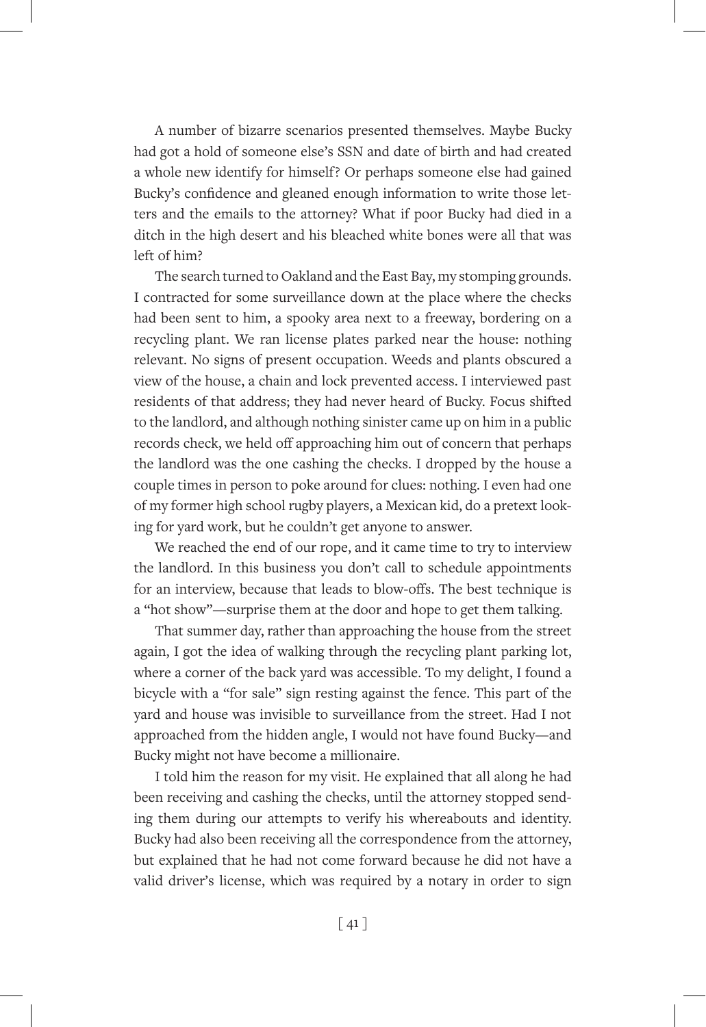A number of bizarre scenarios presented themselves. Maybe Bucky had got a hold of someone else's SSN and date of birth and had created a whole new identify for himself? Or perhaps someone else had gained Bucky's confidence and gleaned enough information to write those letters and the emails to the attorney? What if poor Bucky had died in a ditch in the high desert and his bleached white bones were all that was left of him?

The search turned to Oakland and the East Bay, my stomping grounds. I contracted for some surveillance down at the place where the checks had been sent to him, a spooky area next to a freeway, bordering on a recycling plant. We ran license plates parked near the house: nothing relevant. No signs of present occupation. Weeds and plants obscured a view of the house, a chain and lock prevented access. I interviewed past residents of that address; they had never heard of Bucky. Focus shifted to the landlord, and although nothing sinister came up on him in a public records check, we held off approaching him out of concern that perhaps the landlord was the one cashing the checks. I dropped by the house a couple times in person to poke around for clues: nothing. I even had one of my former high school rugby players, a Mexican kid, do a pretext looking for yard work, but he couldn't get anyone to answer.

We reached the end of our rope, and it came time to try to interview the landlord. In this business you don't call to schedule appointments for an interview, because that leads to blow-offs. The best technique is a "hot show"—surprise them at the door and hope to get them talking.

That summer day, rather than approaching the house from the street again, I got the idea of walking through the recycling plant parking lot, where a corner of the back yard was accessible. To my delight, I found a bicycle with a "for sale" sign resting against the fence. This part of the yard and house was invisible to surveillance from the street. Had I not approached from the hidden angle, I would not have found Bucky—and Bucky might not have become a millionaire.

I told him the reason for my visit. He explained that all along he had been receiving and cashing the checks, until the attorney stopped sending them during our attempts to verify his whereabouts and identity. Bucky had also been receiving all the correspondence from the attorney, but explained that he had not come forward because he did not have a valid driver's license, which was required by a notary in order to sign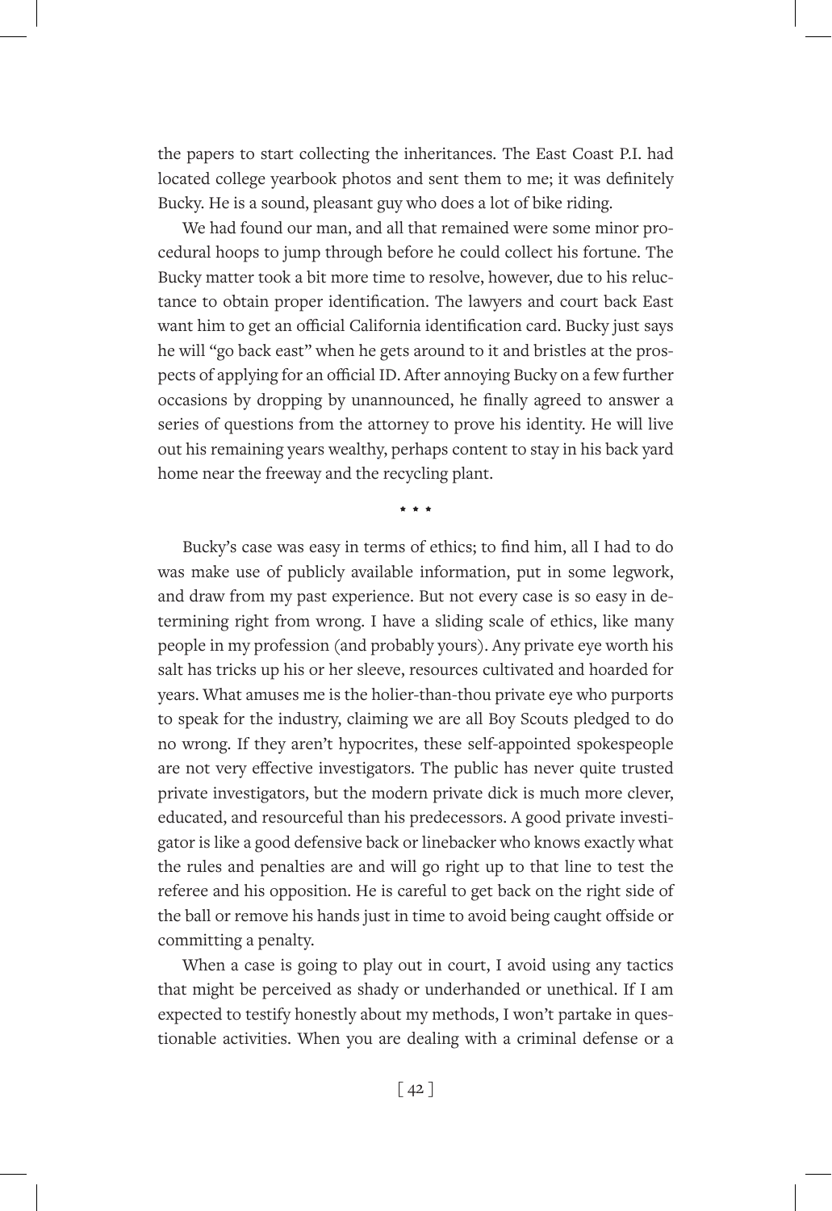the papers to start collecting the inheritances. The East Coast P.I. had located college yearbook photos and sent them to me; it was definitely Bucky. He is a sound, pleasant guy who does a lot of bike riding.

We had found our man, and all that remained were some minor procedural hoops to jump through before he could collect his fortune. The Bucky matter took a bit more time to resolve, however, due to his reluctance to obtain proper identification. The lawyers and court back East want him to get an official California identification card. Bucky just says he will "go back east" when he gets around to it and bristles at the prospects of applying for an official ID. After annoying Bucky on a few further occasions by dropping by unannounced, he finally agreed to answer a series of questions from the attorney to prove his identity. He will live out his remaining years wealthy, perhaps content to stay in his back yard home near the freeway and the recycling plant.

\* \* \*

Bucky's case was easy in terms of ethics; to find him, all I had to do was make use of publicly available information, put in some legwork, and draw from my past experience. But not every case is so easy in determining right from wrong. I have a sliding scale of ethics, like many people in my profession (and probably yours). Any private eye worth his salt has tricks up his or her sleeve, resources cultivated and hoarded for years. What amuses me is the holier-than-thou private eye who purports to speak for the industry, claiming we are all Boy Scouts pledged to do no wrong. If they aren't hypocrites, these self-appointed spokespeople are not very effective investigators. The public has never quite trusted private investigators, but the modern private dick is much more clever, educated, and resourceful than his predecessors. A good private investigator is like a good defensive back or linebacker who knows exactly what the rules and penalties are and will go right up to that line to test the referee and his opposition. He is careful to get back on the right side of the ball or remove his hands just in time to avoid being caught offside or committing a penalty.

When a case is going to play out in court, I avoid using any tactics that might be perceived as shady or underhanded or unethical. If I am expected to testify honestly about my methods, I won't partake in questionable activities. When you are dealing with a criminal defense or a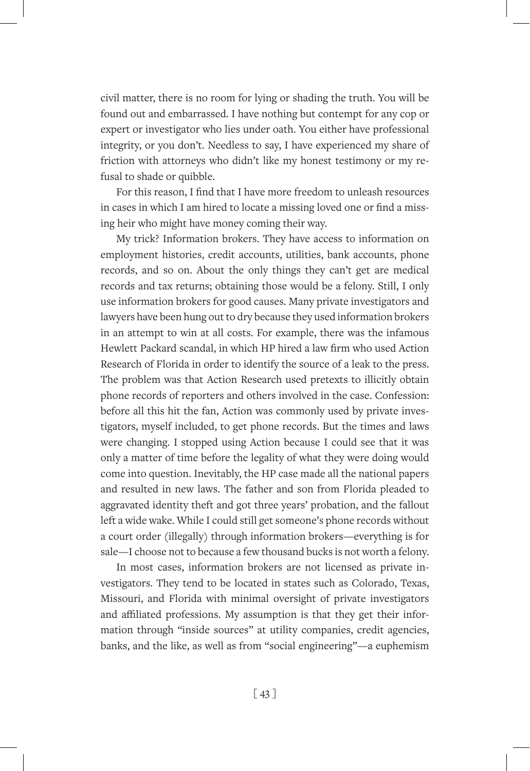civil matter, there is no room for lying or shading the truth. You will be found out and embarrassed. I have nothing but contempt for any cop or expert or investigator who lies under oath. You either have professional integrity, or you don't. Needless to say, I have experienced my share of friction with attorneys who didn't like my honest testimony or my refusal to shade or quibble.

For this reason, I find that I have more freedom to unleash resources in cases in which I am hired to locate a missing loved one or find a missing heir who might have money coming their way.

My trick? Information brokers. They have access to information on employment histories, credit accounts, utilities, bank accounts, phone records, and so on. About the only things they can't get are medical records and tax returns; obtaining those would be a felony. Still, I only use information brokers for good causes. Many private investigators and lawyers have been hung out to dry because they used information brokers in an attempt to win at all costs. For example, there was the infamous Hewlett Packard scandal, in which HP hired a law firm who used Action Research of Florida in order to identify the source of a leak to the press. The problem was that Action Research used pretexts to illicitly obtain phone records of reporters and others involved in the case. Confession: before all this hit the fan, Action was commonly used by private investigators, myself included, to get phone records. But the times and laws were changing. I stopped using Action because I could see that it was only a matter of time before the legality of what they were doing would come into question. Inevitably, the HP case made all the national papers and resulted in new laws. The father and son from Florida pleaded to aggravated identity theft and got three years' probation, and the fallout left a wide wake. While I could still get someone's phone records without a court order (illegally) through information brokers—everything is for sale—I choose not to because a few thousand bucks is not worth a felony.

In most cases, information brokers are not licensed as private investigators. They tend to be located in states such as Colorado, Texas, Missouri, and Florida with minimal oversight of private investigators and affiliated professions. My assumption is that they get their information through "inside sources" at utility companies, credit agencies, banks, and the like, as well as from "social engineering"—a euphemism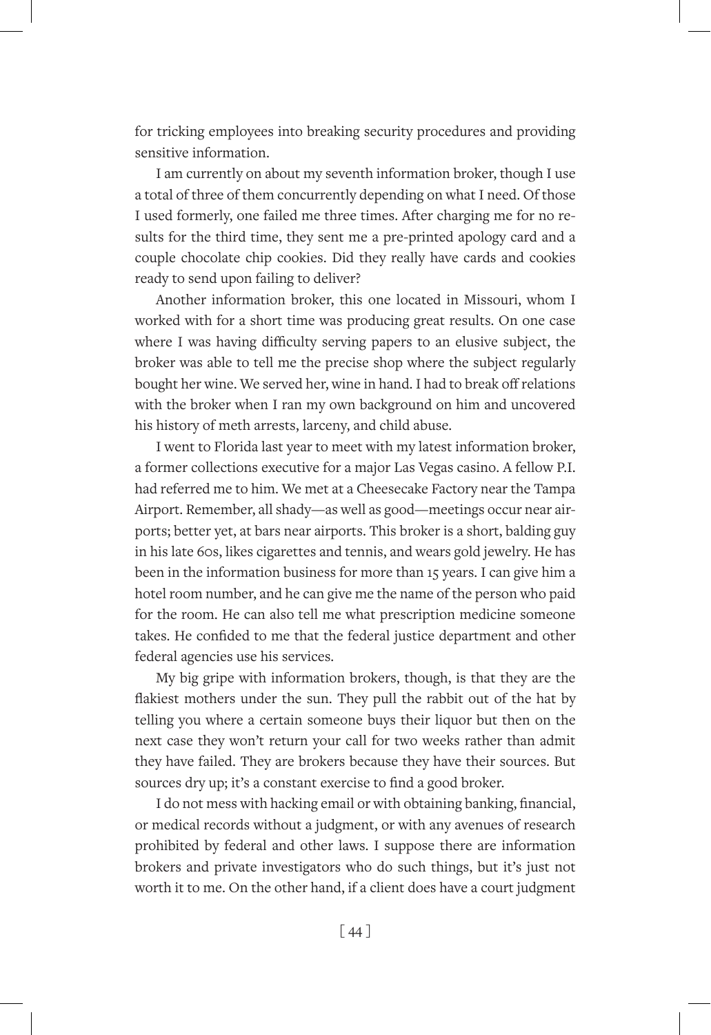for tricking employees into breaking security procedures and providing sensitive information.

I am currently on about my seventh information broker, though I use a total of three of them concurrently depending on what I need. Of those I used formerly, one failed me three times. After charging me for no results for the third time, they sent me a pre-printed apology card and a couple chocolate chip cookies. Did they really have cards and cookies ready to send upon failing to deliver?

Another information broker, this one located in Missouri, whom I worked with for a short time was producing great results. On one case where I was having difficulty serving papers to an elusive subject, the broker was able to tell me the precise shop where the subject regularly bought her wine. We served her, wine in hand. I had to break off relations with the broker when I ran my own background on him and uncovered his history of meth arrests, larceny, and child abuse.

I went to Florida last year to meet with my latest information broker, a former collections executive for a major Las Vegas casino. A fellow P.I. had referred me to him. We met at a Cheesecake Factory near the Tampa Airport. Remember, all shady—as well as good—meetings occur near airports; better yet, at bars near airports. This broker is a short, balding guy in his late 60s, likes cigarettes and tennis, and wears gold jewelry. He has been in the information business for more than 15 years. I can give him a hotel room number, and he can give me the name of the person who paid for the room. He can also tell me what prescription medicine someone takes. He confided to me that the federal justice department and other federal agencies use his services.

My big gripe with information brokers, though, is that they are the flakiest mothers under the sun. They pull the rabbit out of the hat by telling you where a certain someone buys their liquor but then on the next case they won't return your call for two weeks rather than admit they have failed. They are brokers because they have their sources. But sources dry up; it's a constant exercise to find a good broker.

I do not mess with hacking email or with obtaining banking, financial, or medical records without a judgment, or with any avenues of research prohibited by federal and other laws. I suppose there are information brokers and private investigators who do such things, but it's just not worth it to me. On the other hand, if a client does have a court judgment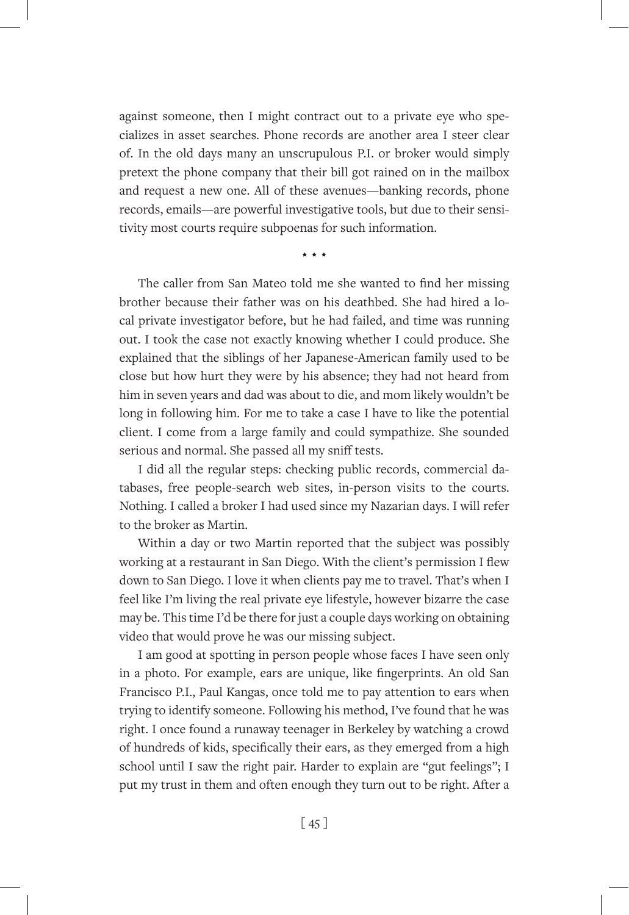against someone, then I might contract out to a private eye who specializes in asset searches. Phone records are another area I steer clear of. In the old days many an unscrupulous P.I. or broker would simply pretext the phone company that their bill got rained on in the mailbox and request a new one. All of these avenues—banking records, phone records, emails—are powerful investigative tools, but due to their sensitivity most courts require subpoenas for such information.

* * *

The caller from San Mateo told me she wanted to find her missing brother because their father was on his deathbed. She had hired a local private investigator before, but he had failed, and time was running out. I took the case not exactly knowing whether I could produce. She explained that the siblings of her Japanese-American family used to be close but how hurt they were by his absence; they had not heard from him in seven years and dad was about to die, and mom likely wouldn't be long in following him. For me to take a case I have to like the potential client. I come from a large family and could sympathize. She sounded serious and normal. She passed all my sniff tests.

I did all the regular steps: checking public records, commercial databases, free people-search web sites, in-person visits to the courts. Nothing. I called a broker I had used since my Nazarian days. I will refer to the broker as Martin.

Within a day or two Martin reported that the subject was possibly working at a restaurant in San Diego. With the client's permission I flew down to San Diego. I love it when clients pay me to travel. That's when I feel like I'm living the real private eye lifestyle, however bizarre the case may be. This time I'd be there for just a couple days working on obtaining video that would prove he was our missing subject.

I am good at spotting in person people whose faces I have seen only in a photo. For example, ears are unique, like fingerprints. An old San Francisco P.I., Paul Kangas, once told me to pay attention to ears when trying to identify someone. Following his method, I've found that he was right. I once found a runaway teenager in Berkeley by watching a crowd of hundreds of kids, specifically their ears, as they emerged from a high school until I saw the right pair. Harder to explain are "gut feelings"; I put my trust in them and often enough they turn out to be right. After a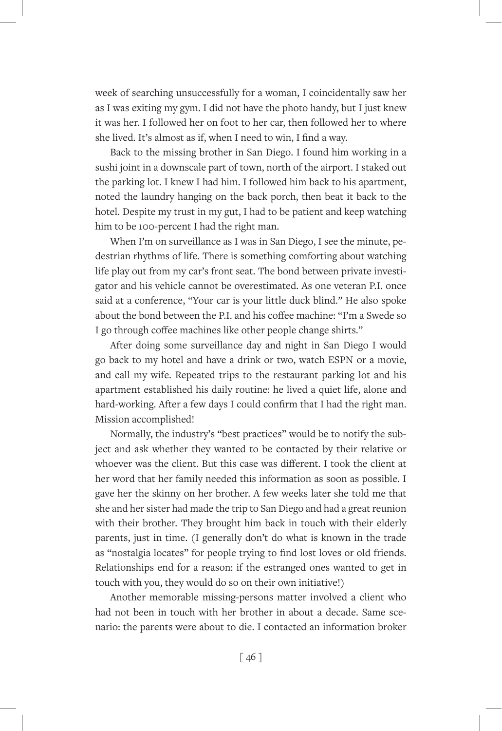week of searching unsuccessfully for a woman, I coincidentally saw her as I was exiting my gym. I did not have the photo handy, but I just knew it was her. I followed her on foot to her car, then followed her to where she lived. It's almost as if, when I need to win, I find a way.

Back to the missing brother in San Diego. I found him working in a sushi joint in a downscale part of town, north of the airport. I staked out the parking lot. I knew I had him. I followed him back to his apartment, noted the laundry hanging on the back porch, then beat it back to the hotel. Despite my trust in my gut, I had to be patient and keep watching him to be 100-percent I had the right man.

When I'm on surveillance as I was in San Diego, I see the minute, pedestrian rhythms of life. There is something comforting about watching life play out from my car's front seat. The bond between private investigator and his vehicle cannot be overestimated. As one veteran P.I. once said at a conference, "Your car is your little duck blind." He also spoke about the bond between the P.I. and his coffee machine: "I'm a Swede so I go through coffee machines like other people change shirts."

After doing some surveillance day and night in San Diego I would go back to my hotel and have a drink or two, watch ESPN or a movie, and call my wife. Repeated trips to the restaurant parking lot and his apartment established his daily routine: he lived a quiet life, alone and hard-working. After a few days I could confirm that I had the right man. Mission accomplished!

Normally, the industry's "best practices" would be to notify the subject and ask whether they wanted to be contacted by their relative or whoever was the client. But this case was different. I took the client at her word that her family needed this information as soon as possible. I gave her the skinny on her brother. A few weeks later she told me that she and her sister had made the trip to San Diego and had a great reunion with their brother. They brought him back in touch with their elderly parents, just in time. (I generally don't do what is known in the trade as "nostalgia locates" for people trying to find lost loves or old friends. Relationships end for a reason: if the estranged ones wanted to get in touch with you, they would do so on their own initiative!)

Another memorable missing-persons matter involved a client who had not been in touch with her brother in about a decade. Same scenario: the parents were about to die. I contacted an information broker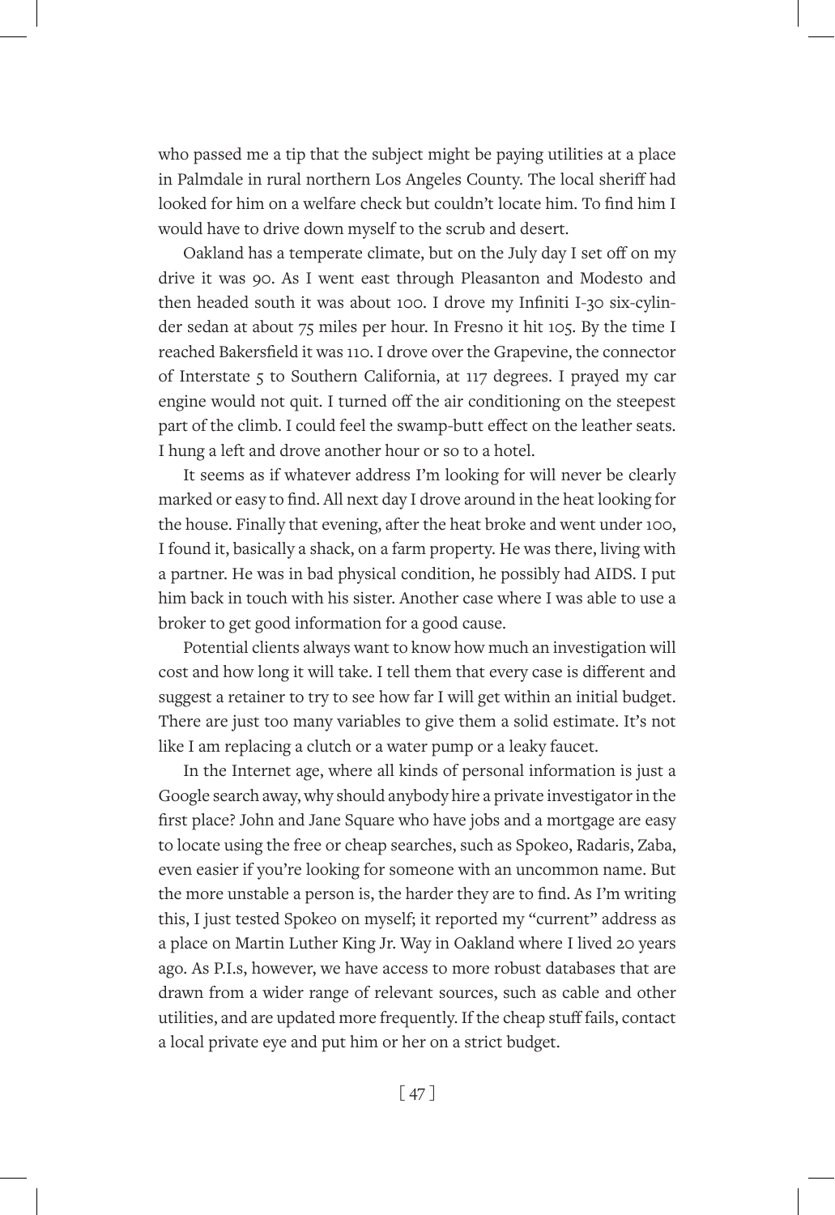who passed me a tip that the subject might be paying utilities at a place in Palmdale in rural northern Los Angeles County. The local sheriff had looked for him on a welfare check but couldn't locate him. To find him I would have to drive down myself to the scrub and desert.

Oakland has a temperate climate, but on the July day I set off on my drive it was 90. As I went east through Pleasanton and Modesto and then headed south it was about 100. I drove my Infiniti I-30 six-cylinder sedan at about 75 miles per hour. In Fresno it hit 105. By the time I reached Bakersfield it was 110. I drove over the Grapevine, the connector of Interstate 5 to Southern California, at 117 degrees. I prayed my car engine would not quit. I turned off the air conditioning on the steepest part of the climb. I could feel the swamp-butt effect on the leather seats. I hung a left and drove another hour or so to a hotel.

It seems as if whatever address I'm looking for will never be clearly marked or easy to find. All next day I drove around in the heat looking for the house. Finally that evening, after the heat broke and went under 100, I found it, basically a shack, on a farm property. He was there, living with a partner. He was in bad physical condition, he possibly had AIDS. I put him back in touch with his sister. Another case where I was able to use a broker to get good information for a good cause.

Potential clients always want to know how much an investigation will cost and how long it will take. I tell them that every case is different and suggest a retainer to try to see how far I will get within an initial budget. There are just too many variables to give them a solid estimate. It's not like I am replacing a clutch or a water pump or a leaky faucet.

In the Internet age, where all kinds of personal information is just a Google search away, why should anybody hire a private investigator in the first place? John and Jane Square who have jobs and a mortgage are easy to locate using the free or cheap searches, such as Spokeo, Radaris, Zaba, even easier if you're looking for someone with an uncommon name. But the more unstable a person is, the harder they are to find. As I'm writing this, I just tested Spokeo on myself; it reported my "current" address as a place on Martin Luther King Jr. Way in Oakland where I lived 20 years ago. As P.I.s, however, we have access to more robust databases that are drawn from a wider range of relevant sources, such as cable and other utilities, and are updated more frequently. If the cheap stuff fails, contact a local private eye and put him or her on a strict budget.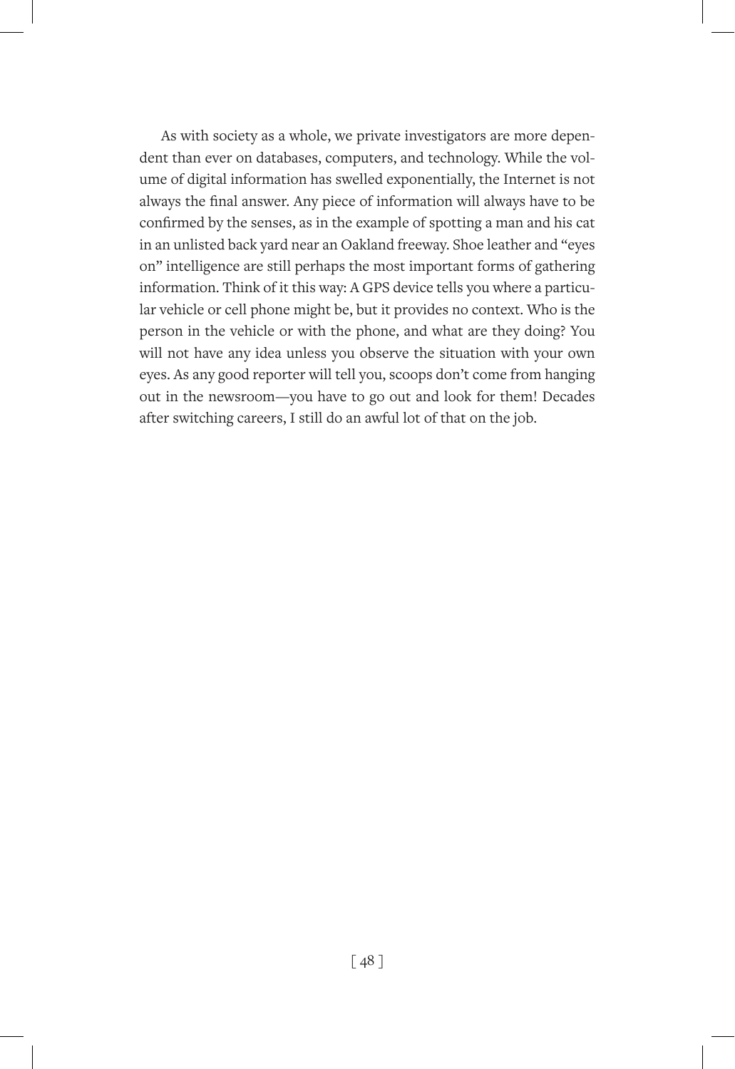As with society as a whole, we private investigators are more dependent than ever on databases, computers, and technology. While the volume of digital information has swelled exponentially, the Internet is not always the final answer. Any piece of information will always have to be confirmed by the senses, as in the example of spotting a man and his cat in an unlisted back yard near an Oakland freeway. Shoe leather and "eyes on" intelligence are still perhaps the most important forms of gathering information. Think of it this way: A GPS device tells you where a particular vehicle or cell phone might be, but it provides no context. Who is the person in the vehicle or with the phone, and what are they doing? You will not have any idea unless you observe the situation with your own eyes. As any good reporter will tell you, scoops don't come from hanging out in the newsroom—you have to go out and look for them! Decades after switching careers, I still do an awful lot of that on the job.